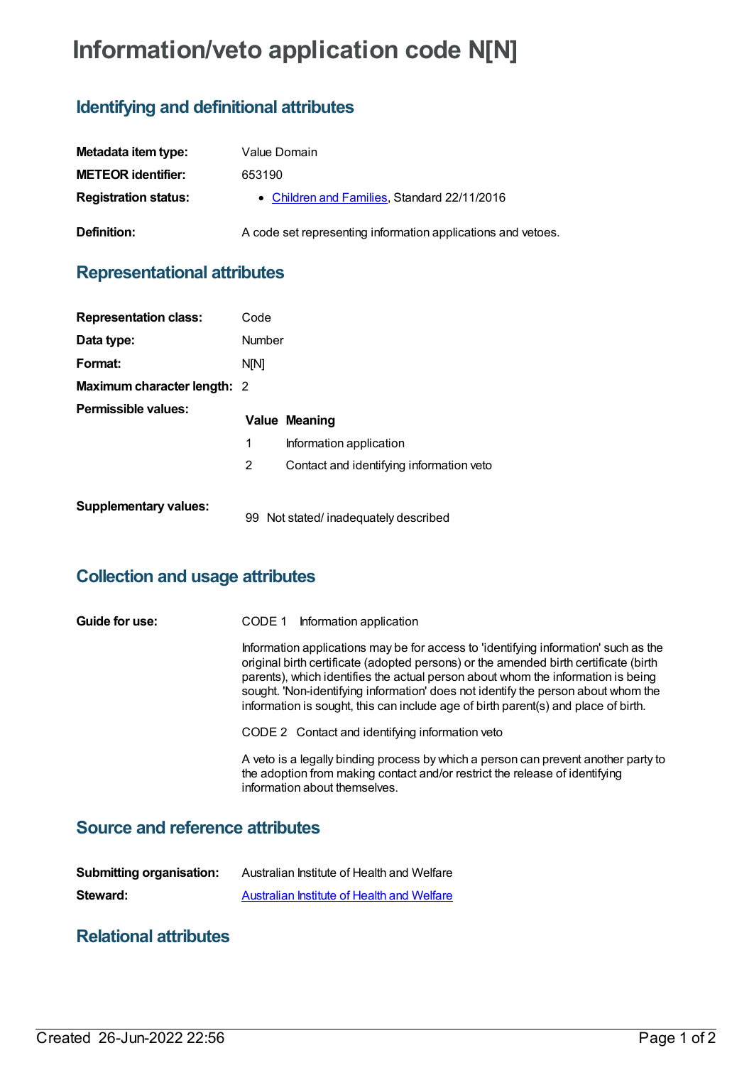# Information/veto application code N[N]

## Identifying and definitional attributes

| | |
|---|---|
| **Metadata item type:** | Value Domain |
| **METEOR identifier:** | 653190 |
| **Registration status:** | • Children and Families, Standard 22/11/2016 |
| **Definition:** | A code set representing information applications and vetoes. |

## Representational attributes

| | |
|---|---|
| **Representation class:** | Code |
| **Data type:** | Number |
| **Format:** | N[N] |
| **Maximum character length:** | 2 |

**Permissible values:**

| Value | Meaning |
|---|---|
| 1 | Information application |
| 2 | Contact and identifying information veto |

**Supplementary values:**

| Value | Meaning |
|---|---|
| 99 | Not stated/ inadequately described |

## Collection and usage attributes

**Guide for use:**

CODE 1 Information application

Information applications may be for access to 'identifying information' such as the original birth certificate (adopted persons) or the amended birth certificate (birth parents), which identifies the actual person about whom the information is being sought. 'Non-identifying information' does not identify the person about whom the information is sought, this can include age of birth parent(s) and place of birth.

CODE 2 Contact and identifying information veto

A veto is a legally binding process by which a person can prevent another party to the adoption from making contact and/or restrict the release of identifying information about themselves.

## Source and reference attributes

| | |
|---|---|
| **Submitting organisation:** | Australian Institute of Health and Welfare |
| **Steward:** | Australian Institute of Health and Welfare |

## Relational attributes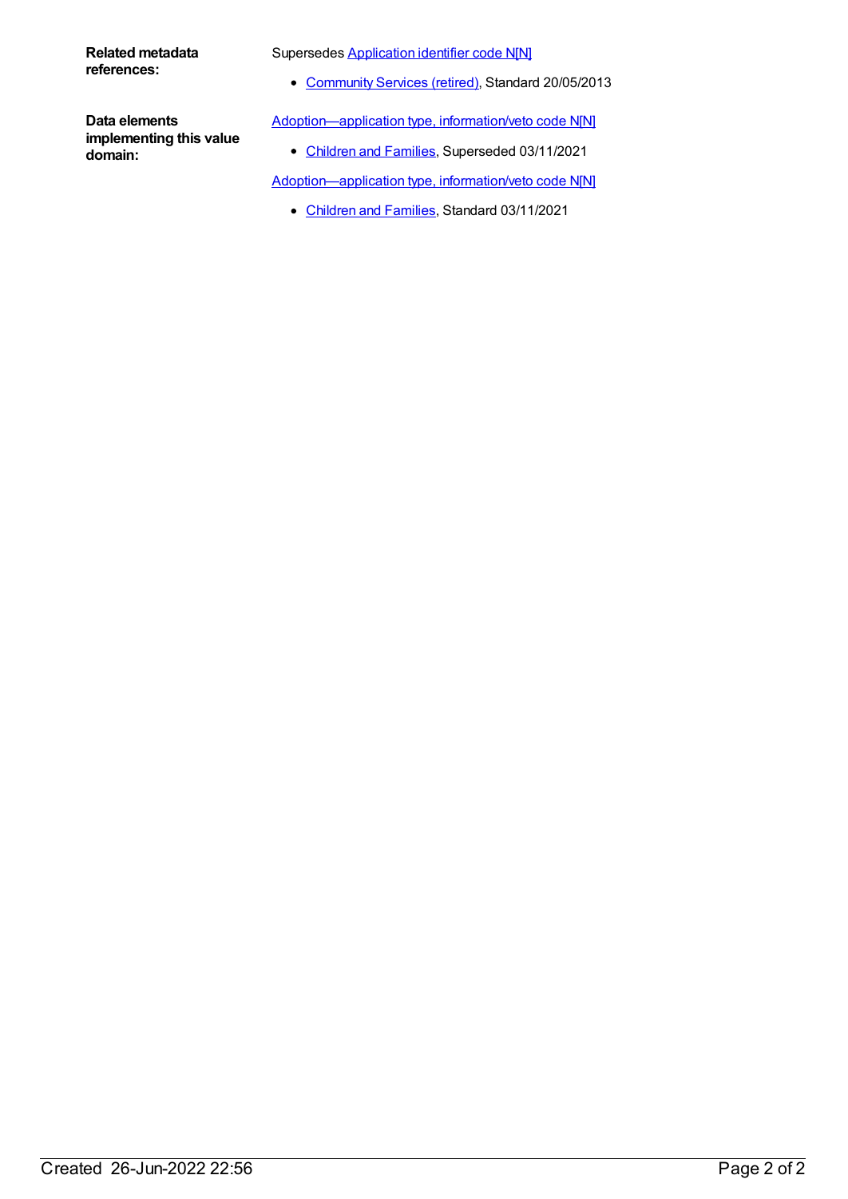**Related metadata references:**

Supersedes Application identifier code N[N]

- Community Services (retired), Standard 20/05/2013

**Data elements implementing this value domain:**

Adoption—application type, information/veto code N[N]

- Children and Families, Superseded 03/11/2021

Adoption—application type, information/veto code N[N]

- Children and Families, Standard 03/11/2021